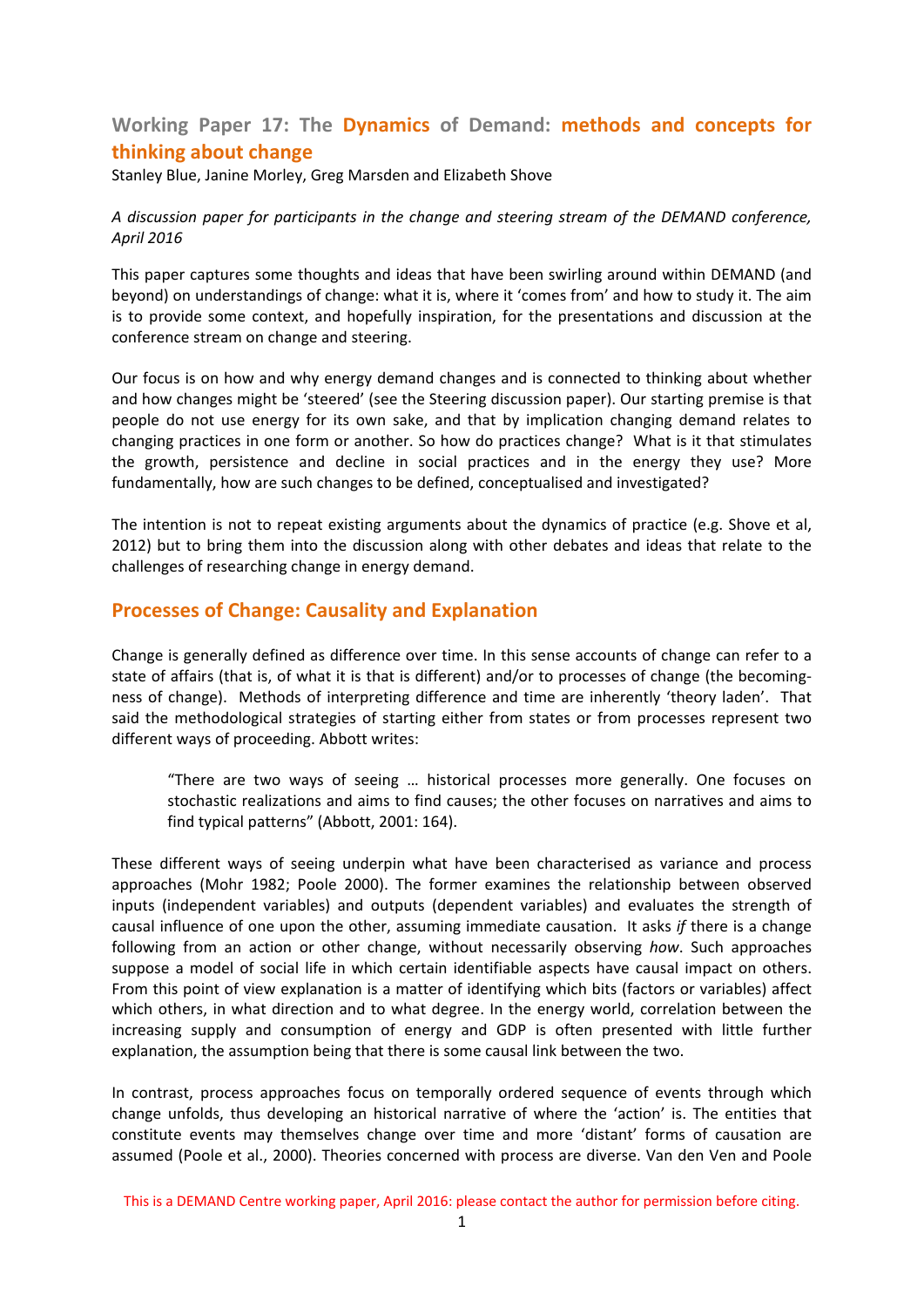# Working Paper 17: The Dynamics of Demand: methods and concepts for thinking about change

Stanley Blue, Janine Morley, Greg Marsden and Elizabeth Shove

*A discussion paper for participants in the change and steering stream of the DEMAND conference, April 2016*

This paper captures some thoughts and ideas that have been swirling around within DEMAND (and beyond) on understandings of change: what it is, where it 'comes from' and how to study it. The aim is to provide some context, and hopefully inspiration, for the presentations and discussion at the conference stream on change and steering.

Our focus is on how and why energy demand changes and is connected to thinking about whether and how changes might be 'steered' (see the Steering discussion paper). Our starting premise is that people do not use energy for its own sake, and that by implication changing demand relates to changing practices in one form or another. So how do practices change? What is it that stimulates the growth, persistence and decline in social practices and in the energy they use? More fundamentally, how are such changes to be defined, conceptualised and investigated?

The intention is not to repeat existing arguments about the dynamics of practice (e.g. Shove et al, 2012) but to bring them into the discussion along with other debates and ideas that relate to the challenges of researching change in energy demand.

## Processes of Change: Causality and Explanation

Change is generally defined as difference over time. In this sense accounts of change can refer to a state of affairs (that is, of what it is that is different) and/or to processes of change (the becoming-ness of change). Methods of interpreting difference and time are inherently 'theory laden'. That said the methodological strategies of starting either from states or from processes represent two different ways of proceeding. Abbott writes:

> "There are two ways of seeing … historical processes more generally. One focuses on stochastic realizations and aims to find causes; the other focuses on narratives and aims to find typical patterns" (Abbott, 2001: 164).

These different ways of seeing underpin what have been characterised as variance and process approaches (Mohr 1982; Poole 2000). The former examines the relationship between observed inputs (independent variables) and outputs (dependent variables) and evaluates the strength of causal influence of one upon the other, assuming immediate causation. It asks *if* there is a change following from an action or other change, without necessarily observing *how*. Such approaches suppose a model of social life in which certain identifiable aspects have causal impact on others. From this point of view explanation is a matter of identifying which bits (factors or variables) affect which others, in what direction and to what degree. In the energy world, correlation between the increasing supply and consumption of energy and GDP is often presented with little further explanation, the assumption being that there is some causal link between the two.

In contrast, process approaches focus on temporally ordered sequence of events through which change unfolds, thus developing an historical narrative of where the 'action' is. The entities that constitute events may themselves change over time and more 'distant' forms of causation are assumed (Poole et al., 2000). Theories concerned with process are diverse. Van den Ven and Poole

This is a DEMAND Centre working paper, April 2016: please contact the author for permission before citing.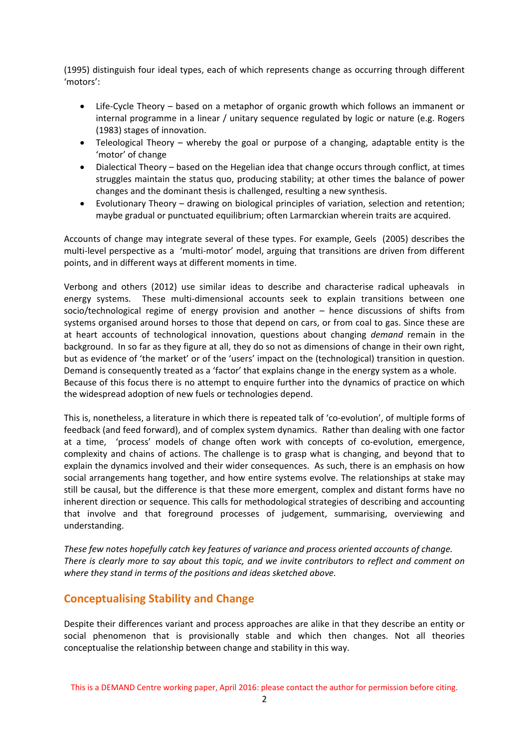(1995) distinguish four ideal types, each of which represents change as occurring through different 'motors':

- Life-Cycle Theory – based on a metaphor of organic growth which follows an immanent or internal programme in a linear / unitary sequence regulated by logic or nature (e.g. Rogers (1983) stages of innovation.
- Teleological Theory – whereby the goal or purpose of a changing, adaptable entity is the 'motor' of change
- Dialectical Theory – based on the Hegelian idea that change occurs through conflict, at times struggles maintain the status quo, producing stability; at other times the balance of power changes and the dominant thesis is challenged, resulting a new synthesis.
- Evolutionary Theory – drawing on biological principles of variation, selection and retention; maybe gradual or punctuated equilibrium; often Larmarckian wherein traits are acquired.

Accounts of change may integrate several of these types. For example, Geels (2005) describes the multi-level perspective as a 'multi-motor' model, arguing that transitions are driven from different points, and in different ways at different moments in time.

Verbong and others (2012) use similar ideas to describe and characterise radical upheavals in energy systems. These multi-dimensional accounts seek to explain transitions between one socio/technological regime of energy provision and another – hence discussions of shifts from systems organised around horses to those that depend on cars, or from coal to gas. Since these are at heart accounts of technological innovation, questions about changing *demand* remain in the background. In so far as they figure at all, they do so not as dimensions of change in their own right, but as evidence of 'the market' or of the 'users' impact on the (technological) transition in question. Demand is consequently treated as a 'factor' that explains change in the energy system as a whole. Because of this focus there is no attempt to enquire further into the dynamics of practice on which the widespread adoption of new fuels or technologies depend.

This is, nonetheless, a literature in which there is repeated talk of 'co-evolution', of multiple forms of feedback (and feed forward), and of complex system dynamics. Rather than dealing with one factor at a time, 'process' models of change often work with concepts of co-evolution, emergence, complexity and chains of actions. The challenge is to grasp what is changing, and beyond that to explain the dynamics involved and their wider consequences. As such, there is an emphasis on how social arrangements hang together, and how entire systems evolve. The relationships at stake may still be causal, but the difference is that these more emergent, complex and distant forms have no inherent direction or sequence. This calls for methodological strategies of describing and accounting that involve and that foreground processes of judgement, summarising, overviewing and understanding.

*These few notes hopefully catch key features of variance and process oriented accounts of change. There is clearly more to say about this topic, and we invite contributors to reflect and comment on where they stand in terms of the positions and ideas sketched above.*

## Conceptualising Stability and Change

Despite their differences variant and process approaches are alike in that they describe an entity or social phenomenon that is provisionally stable and which then changes. Not all theories conceptualise the relationship between change and stability in this way.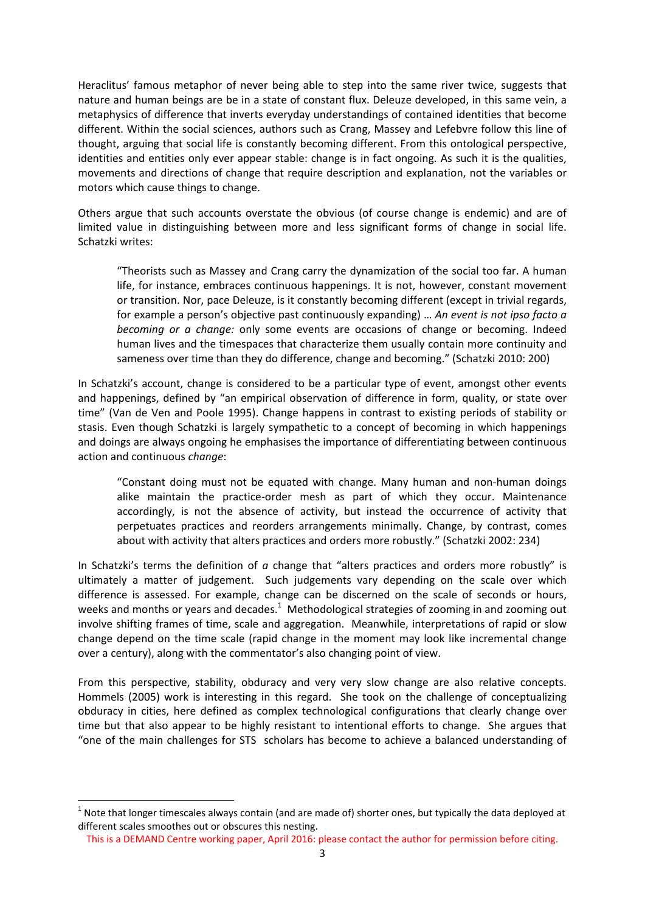Heraclitus' famous metaphor of never being able to step into the same river twice, suggests that nature and human beings are be in a state of constant flux. Deleuze developed, in this same vein, a metaphysics of difference that inverts everyday understandings of contained identities that become different. Within the social sciences, authors such as Crang, Massey and Lefebvre follow this line of thought, arguing that social life is constantly becoming different. From this ontological perspective, identities and entities only ever appear stable: change is in fact ongoing. As such it is the qualities, movements and directions of change that require description and explanation, not the variables or motors which cause things to change.

Others argue that such accounts overstate the obvious (of course change is endemic) and are of limited value in distinguishing between more and less significant forms of change in social life. Schatzki writes:

> "Theorists such as Massey and Crang carry the dynamization of the social too far. A human life, for instance, embraces continuous happenings. It is not, however, constant movement or transition. Nor, pace Deleuze, is it constantly becoming different (except in trivial regards, for example a person's objective past continuously expanding) … *An event is not ipso facto a becoming or a change:* only some events are occasions of change or becoming. Indeed human lives and the timespaces that characterize them usually contain more continuity and sameness over time than they do difference, change and becoming." (Schatzki 2010: 200)

In Schatzki's account, change is considered to be a particular type of event, amongst other events and happenings, defined by "an empirical observation of difference in form, quality, or state over time" (Van de Ven and Poole 1995). Change happens in contrast to existing periods of stability or stasis. Even though Schatzki is largely sympathetic to a concept of becoming in which happenings and doings are always ongoing he emphasises the importance of differentiating between continuous action and continuous *change*:

> "Constant doing must not be equated with change. Many human and non-human doings alike maintain the practice-order mesh as part of which they occur. Maintenance accordingly, is not the absence of activity, but instead the occurrence of activity that perpetuates practices and reorders arrangements minimally. Change, by contrast, comes about with activity that alters practices and orders more robustly." (Schatzki 2002: 234)

In Schatzki's terms the definition of *a* change that "alters practices and orders more robustly" is ultimately a matter of judgement. Such judgements vary depending on the scale over which difference is assessed. For example, change can be discerned on the scale of seconds or hours, weeks and months or years and decades.[1] Methodological strategies of zooming in and zooming out involve shifting frames of time, scale and aggregation. Meanwhile, interpretations of rapid or slow change depend on the time scale (rapid change in the moment may look like incremental change over a century), along with the commentator's also changing point of view.

From this perspective, stability, obduracy and very very slow change are also relative concepts. Hommels (2005) work is interesting in this regard. She took on the challenge of conceptualizing obduracy in cities, here defined as complex technological configurations that clearly change over time but that also appear to be highly resistant to intentional efforts to change. She argues that "one of the main challenges for STS scholars has become to achieve a balanced understanding of

[1] Note that longer timescales always contain (and are made of) shorter ones, but typically the data deployed at different scales smoothes out or obscures this nesting.

This is a DEMAND Centre working paper, April 2016: please contact the author for permission before citing.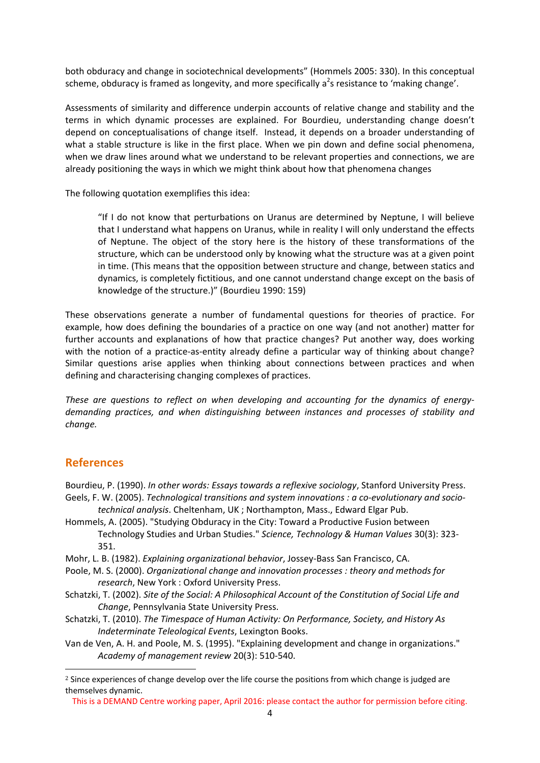both obduracy and change in sociotechnical developments" (Hommels 2005: 330). In this conceptual scheme, obduracy is framed as longevity, and more specifically a[2]s resistance to 'making change'.

Assessments of similarity and difference underpin accounts of relative change and stability and the terms in which dynamic processes are explained. For Bourdieu, understanding change doesn't depend on conceptualisations of change itself. Instead, it depends on a broader understanding of what a stable structure is like in the first place. When we pin down and define social phenomena, when we draw lines around what we understand to be relevant properties and connections, we are already positioning the ways in which we might think about how that phenomena changes

The following quotation exemplifies this idea:

> "If I do not know that perturbations on Uranus are determined by Neptune, I will believe that I understand what happens on Uranus, while in reality I will only understand the effects of Neptune. The object of the story here is the history of these transformations of the structure, which can be understood only by knowing what the structure was at a given point in time. (This means that the opposition between structure and change, between statics and dynamics, is completely fictitious, and one cannot understand change except on the basis of knowledge of the structure.)" (Bourdieu 1990: 159)

These observations generate a number of fundamental questions for theories of practice. For example, how does defining the boundaries of a practice on one way (and not another) matter for further accounts and explanations of how that practice changes? Put another way, does working with the notion of a practice-as-entity already define a particular way of thinking about change? Similar questions arise applies when thinking about connections between practices and when defining and characterising changing complexes of practices.

*These are questions to reflect on when developing and accounting for the dynamics of energy-demanding practices, and when distinguishing between instances and processes of stability and change.*

## References

Bourdieu, P. (1990). *In other words: Essays towards a reflexive sociology*, Stanford University Press.

Geels, F. W. (2005). *Technological transitions and system innovations : a co-evolutionary and socio-technical analysis*. Cheltenham, UK ; Northampton, Mass., Edward Elgar Pub.

Hommels, A. (2005). "Studying Obduracy in the City: Toward a Productive Fusion between Technology Studies and Urban Studies." *Science, Technology & Human Values* 30(3): 323-351.

Mohr, L. B. (1982). *Explaining organizational behavior*, Jossey-Bass San Francisco, CA.

Poole, M. S. (2000). *Organizational change and innovation processes : theory and methods for research*, New York : Oxford University Press.

Schatzki, T. (2002). *Site of the Social: A Philosophical Account of the Constitution of Social Life and Change*, Pennsylvania State University Press.

Schatzki, T. (2010). *The Timespace of Human Activity: On Performance, Society, and History As Indeterminate Teleological Events*, Lexington Books.

Van de Ven, A. H. and Poole, M. S. (1995). "Explaining development and change in organizations." *Academy of management review* 20(3): 510-540.

[2] Since experiences of change develop over the life course the positions from which change is judged are themselves dynamic.

This is a DEMAND Centre working paper, April 2016: please contact the author for permission before citing.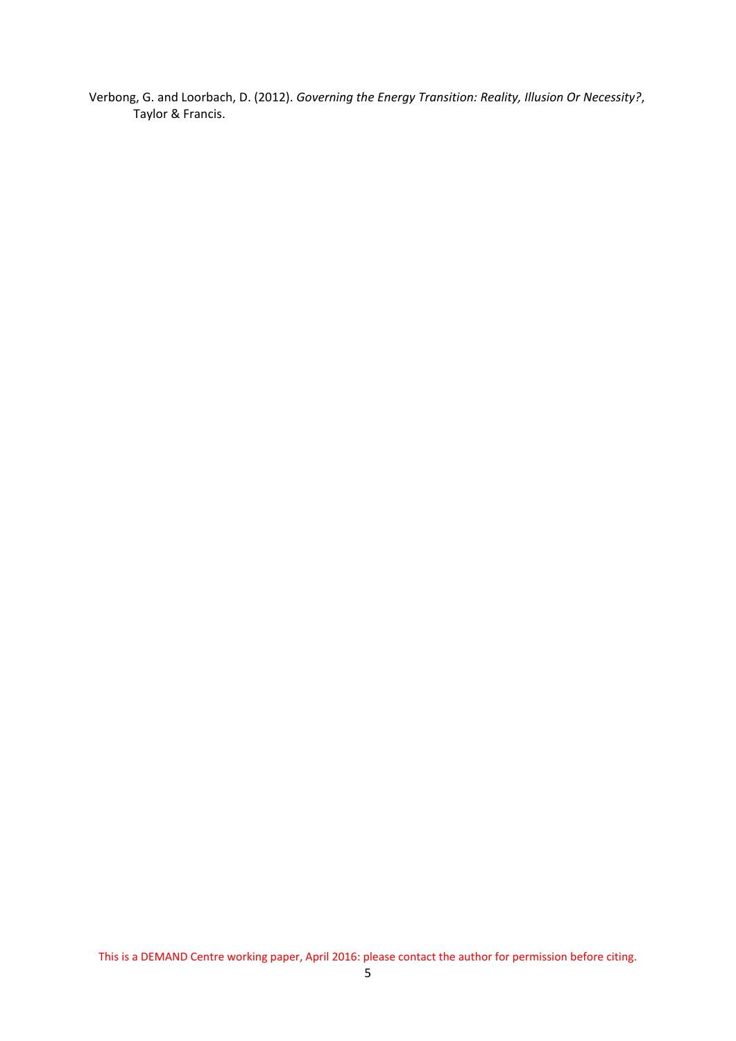Verbong, G. and Loorbach, D. (2012). *Governing the Energy Transition: Reality, Illusion Or Necessity?*, Taylor & Francis.

This is a DEMAND Centre working paper, April 2016: please contact the author for permission before citing.